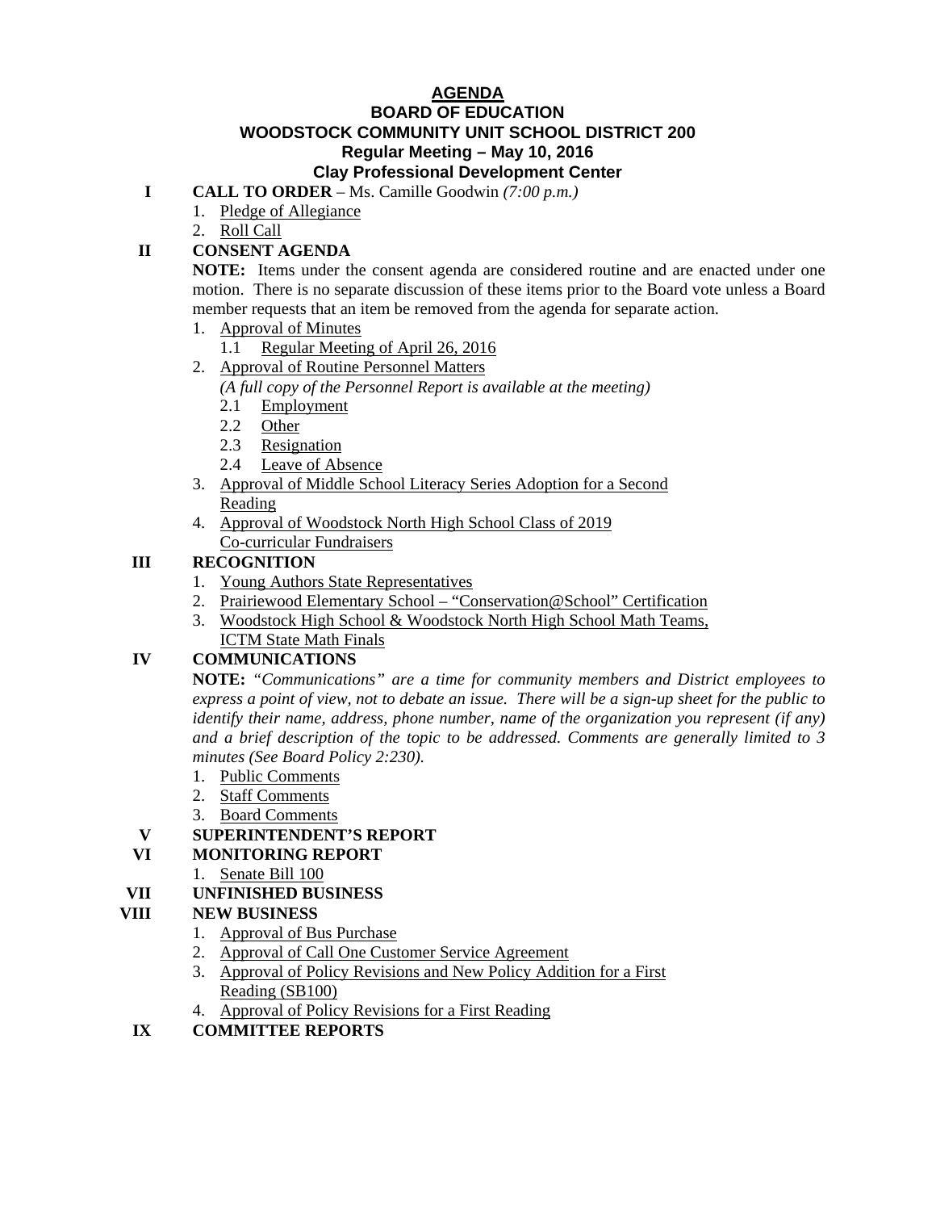# AGENDA

## BOARD OF EDUCATION
## WOODSTOCK COMMUNITY UNIT SCHOOL DISTRICT 200
### Regular Meeting – May 10, 2016
### Clay Professional Development Center

**I CALL TO ORDER** – Ms. Camille Goodwin *(7:00 p.m.)*

1. Pledge of Allegiance
2. Roll Call

**II CONSENT AGENDA**

**NOTE:** Items under the consent agenda are considered routine and are enacted under one motion. There is no separate discussion of these items prior to the Board vote unless a Board member requests that an item be removed from the agenda for separate action.

1. Approval of Minutes
   - 1.1 Regular Meeting of April 26, 2016
2. Approval of Routine Personnel Matters
   *(A full copy of the Personnel Report is available at the meeting)*
   - 2.1 Employment
   - 2.2 Other
   - 2.3 Resignation
   - 2.4 Leave of Absence
3. Approval of Middle School Literacy Series Adoption for a Second Reading
4. Approval of Woodstock North High School Class of 2019 Co-curricular Fundraisers

**III RECOGNITION**

1. Young Authors State Representatives
2. Prairiewood Elementary School – "Conservation@School" Certification
3. Woodstock High School & Woodstock North High School Math Teams, ICTM State Math Finals

**IV COMMUNICATIONS**

**NOTE:** *"Communications" are a time for community members and District employees to express a point of view, not to debate an issue. There will be a sign-up sheet for the public to identify their name, address, phone number, name of the organization you represent (if any) and a brief description of the topic to be addressed. Comments are generally limited to 3 minutes (See Board Policy 2:230).*

1. Public Comments
2. Staff Comments
3. Board Comments

**V SUPERINTENDENT'S REPORT**

**VI MONITORING REPORT**

1. Senate Bill 100

**VII UNFINISHED BUSINESS**

**VIII NEW BUSINESS**

1. Approval of Bus Purchase
2. Approval of Call One Customer Service Agreement
3. Approval of Policy Revisions and New Policy Addition for a First Reading (SB100)
4. Approval of Policy Revisions for a First Reading

**IX COMMITTEE REPORTS**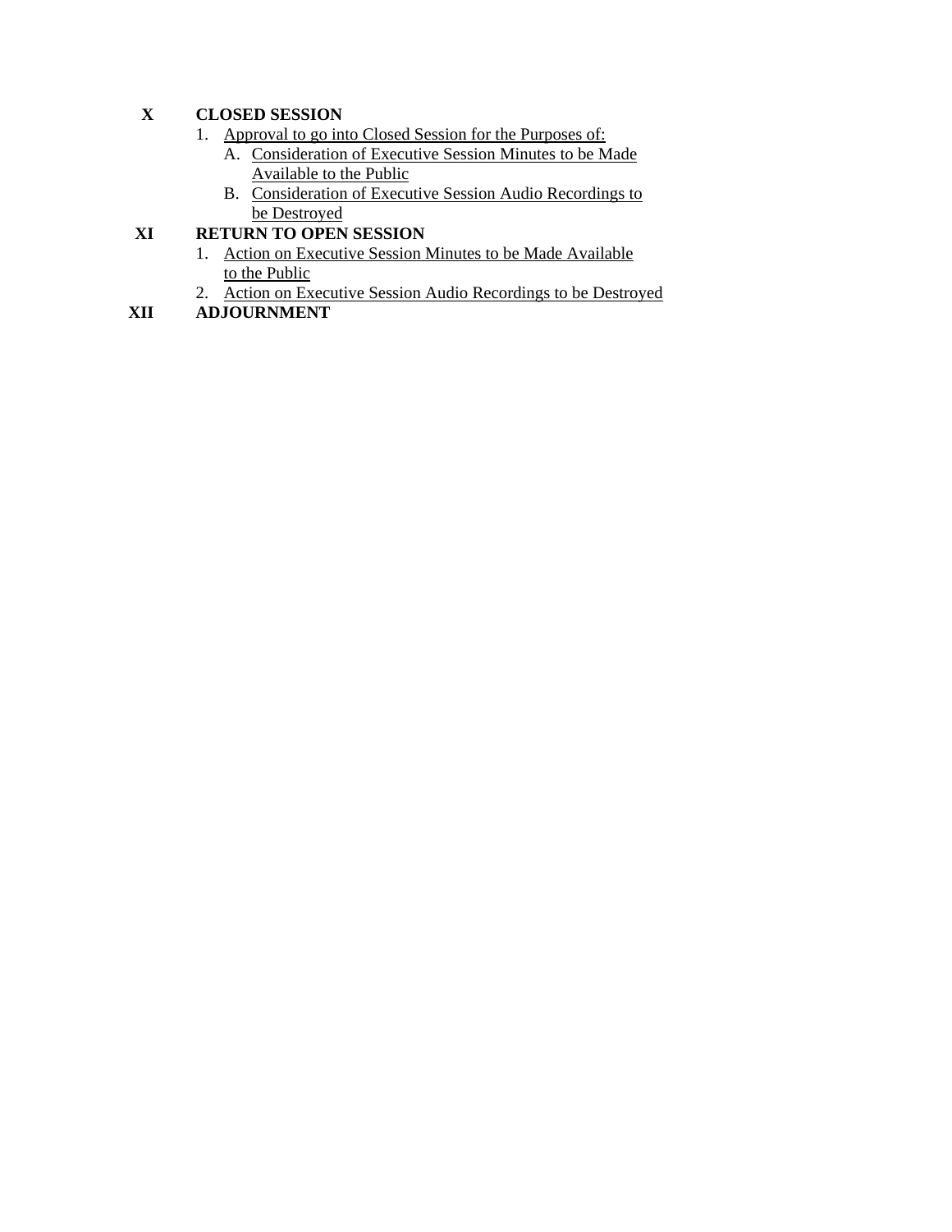**X CLOSED SESSION**

1. Approval to go into Closed Session for the Purposes of:
   - A. Consideration of Executive Session Minutes to be Made Available to the Public
   - B. Consideration of Executive Session Audio Recordings to be Destroyed

**XI RETURN TO OPEN SESSION**

1. Action on Executive Session Minutes to be Made Available to the Public
2. Action on Executive Session Audio Recordings to be Destroyed

**XII ADJOURNMENT**